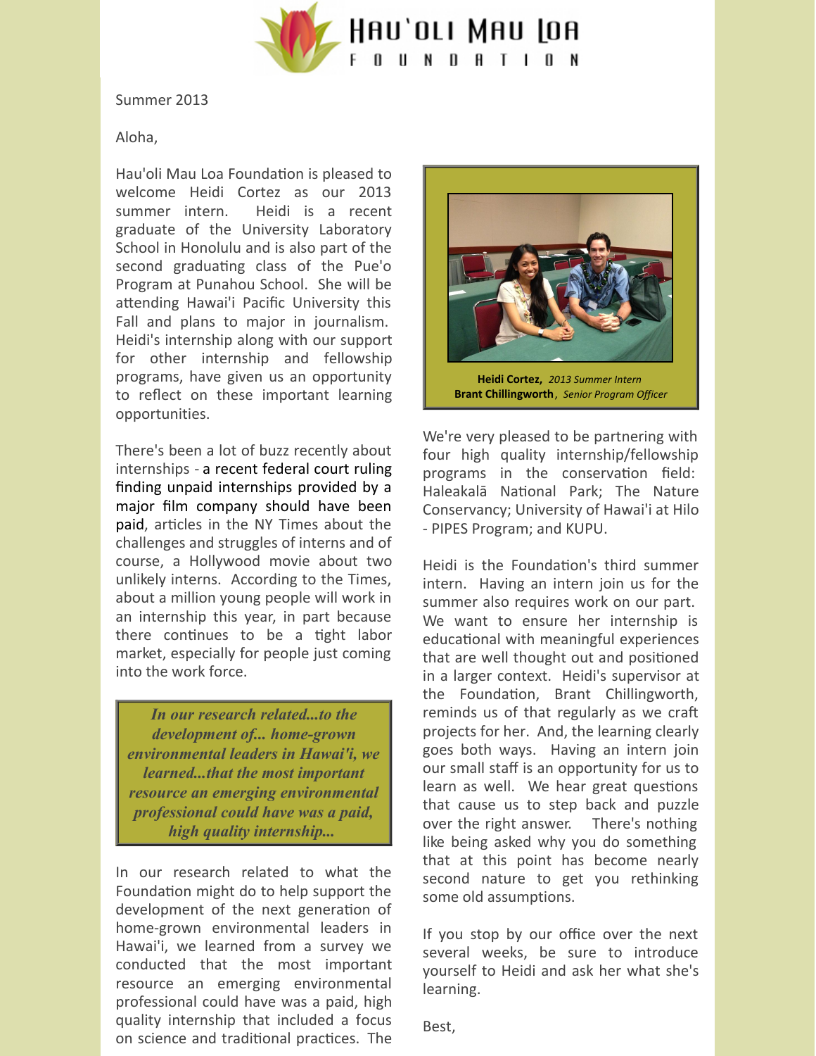# Hau'oli Mau Loa Foundation

Summer 2013

Aloha,

Hau'oli Mau Loa Foundation is pleased to welcome Heidi Cortez as our 2013 summer intern. Heidi is a recent graduate of the University Laboratory School in Honolulu and is also part of the second graduating class of the Pue'o Program at Punahou School. She will be attending Hawai'i Pacific University this Fall and plans to major in journalism. Heidi's internship along with our support for other internship and fellowship programs, have given us an opportunity to reflect on these important learning opportunities.

There's been a lot of buzz recently about internships - a recent federal court ruling finding unpaid internships provided by a major film company should have been paid, articles in the NY Times about the challenges and struggles of interns and of course, a Hollywood movie about two unlikely interns. According to the Times, about a million young people will work in an internship this year, in part because there continues to be a tight labor market, especially for people just coming into the work force.

> ***In our research related...to the development of... home-grown environmental leaders in Hawai'i, we learned...that the most important resource an emerging environmental professional could have was a paid, high quality internship...***

In our research related to what the Foundation might do to help support the development of the next generation of home-grown environmental leaders in Hawai'i, we learned from a survey we conducted that the most important resource an emerging environmental professional could have was a paid, high quality internship that included a focus on science and traditional practices. The

**Heidi Cortez,** *2013 Summer Intern*
**Brant Chillingworth**, *Senior Program Officer*

We're very pleased to be partnering with four high quality internship/fellowship programs in the conservation field: Haleakalā National Park; The Nature Conservancy; University of Hawai'i at Hilo - PIPES Program; and KUPU.

Heidi is the Foundation's third summer intern. Having an intern join us for the summer also requires work on our part. We want to ensure her internship is educational with meaningful experiences that are well thought out and positioned in a larger context. Heidi's supervisor at the Foundation, Brant Chillingworth, reminds us of that regularly as we craft projects for her. And, the learning clearly goes both ways. Having an intern join our small staff is an opportunity for us to learn as well. We hear great questions that cause us to step back and puzzle over the right answer. There's nothing like being asked why you do something that at this point has become nearly second nature to get you rethinking some old assumptions.

If you stop by our office over the next several weeks, be sure to introduce yourself to Heidi and ask her what she's learning.

Best,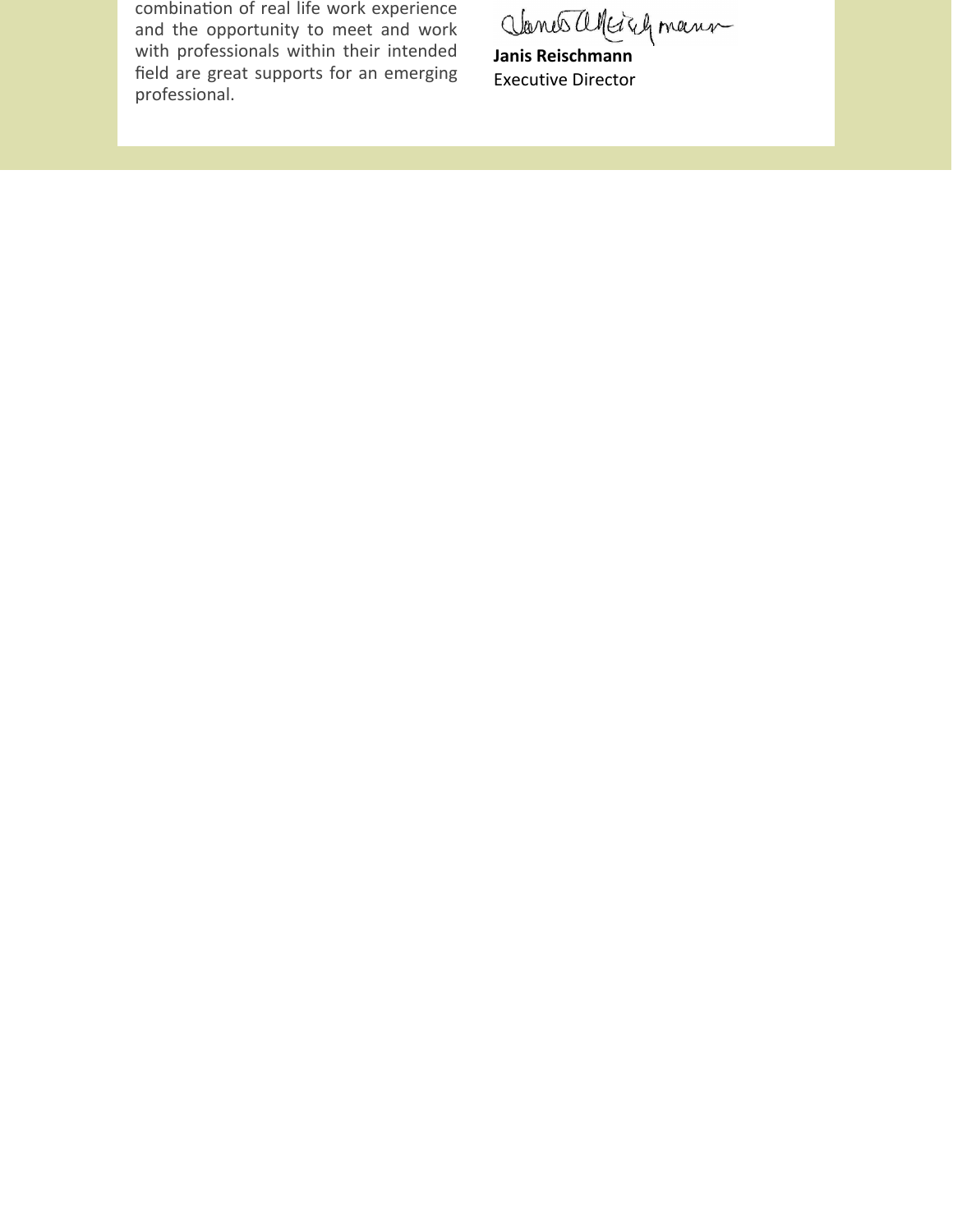combination of real life work experience and the opportunity to meet and work with professionals within their intended field are great supports for an emerging professional.

**Janis Reischmann**
Executive Director